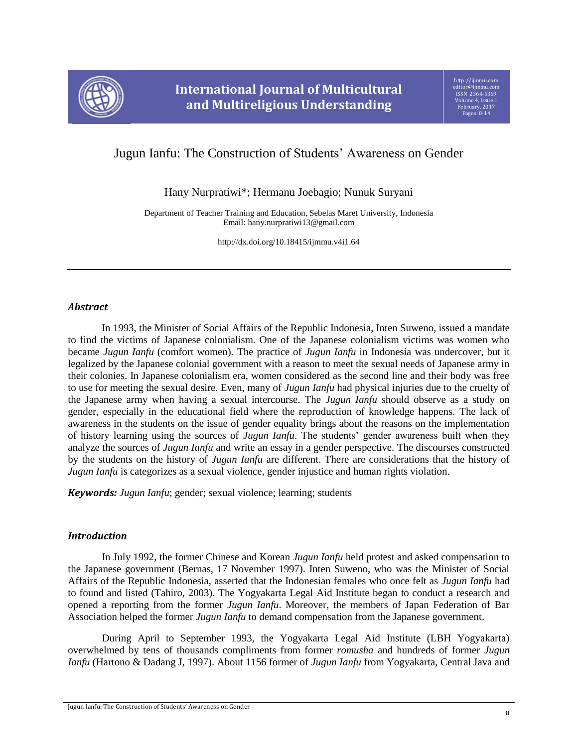# Jugun Ianfu: The Construction of Students' Awareness on Gender

Hany Nurpratiwi*; Hermanu Joebagio; Nunuk Suryani

Department of Teacher Training and Education, Sebelas Maret University, Indonesia
Email: hany.nurpratiwi13@gmail.com

http://dx.doi.org/10.18415/ijmmu.v4i1.64

---

## *Abstract*

In 1993, the Minister of Social Affairs of the Republic Indonesia, Inten Suweno, issued a mandate to find the victims of Japanese colonialism. One of the Japanese colonialism victims was women who became *Jugun Ianfu* (comfort women). The practice of *Jugun Ianfu* in Indonesia was undercover, but it legalized by the Japanese colonial government with a reason to meet the sexual needs of Japanese army in their colonies. In Japanese colonialism era, women considered as the second line and their body was free to use for meeting the sexual desire. Even, many of *Jugun Ianfu* had physical injuries due to the cruelty of the Japanese army when having a sexual intercourse. The *Jugun Ianfu* should observe as a study on gender, especially in the educational field where the reproduction of knowledge happens. The lack of awareness in the students on the issue of gender equality brings about the reasons on the implementation of history learning using the sources of *Jugun Ianfu*. The students' gender awareness built when they analyze the sources of *Jugun Ianfu* and write an essay in a gender perspective. The discourses constructed by the students on the history of *Jugun Ianfu* are different. There are considerations that the history of *Jugun Ianfu* is categorizes as a sexual violence, gender injustice and human rights violation.

***Keywords:*** *Jugun Ianfu*; gender; sexual violence; learning; students

## *Introduction*

In July 1992, the former Chinese and Korean *Jugun Ianfu* held protest and asked compensation to the Japanese government (Bernas, 17 November 1997). Inten Suweno, who was the Minister of Social Affairs of the Republic Indonesia, asserted that the Indonesian females who once felt as *Jugun Ianfu* had to found and listed (Tahiro, 2003). The Yogyakarta Legal Aid Institute began to conduct a research and opened a reporting from the former *Jugun Ianfu*. Moreover, the members of Japan Federation of Bar Association helped the former *Jugun Ianfu* to demand compensation from the Japanese government.

During April to September 1993, the Yogyakarta Legal Aid Institute (LBH Yogyakarta) overwhelmed by tens of thousands compliments from former *romusha* and hundreds of former *Jugun Ianfu* (Hartono & Dadang J, 1997). About 1156 former of *Jugun Ianfu* from Yogyakarta, Central Java and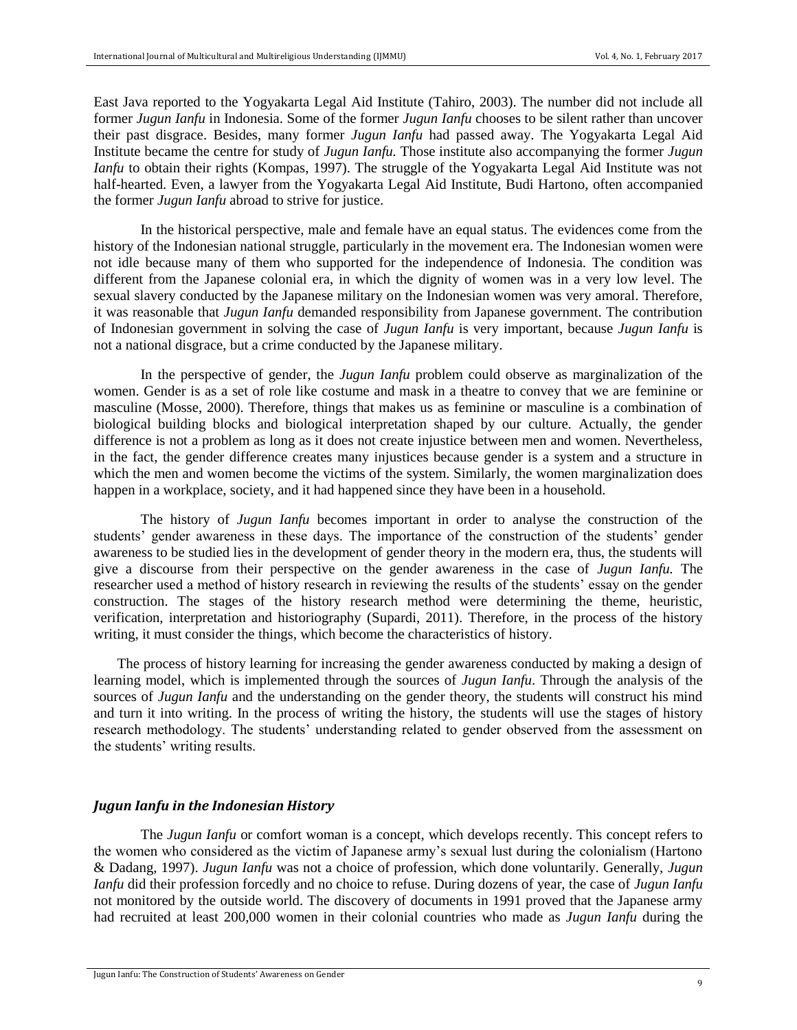East Java reported to the Yogyakarta Legal Aid Institute (Tahiro, 2003). The number did not include all former *Jugun Ianfu* in Indonesia. Some of the former *Jugun Ianfu* chooses to be silent rather than uncover their past disgrace. Besides, many former *Jugun Ianfu* had passed away. The Yogyakarta Legal Aid Institute became the centre for study of *Jugun Ianfu.* Those institute also accompanying the former *Jugun Ianfu* to obtain their rights (Kompas, 1997). The struggle of the Yogyakarta Legal Aid Institute was not half-hearted. Even, a lawyer from the Yogyakarta Legal Aid Institute, Budi Hartono, often accompanied the former *Jugun Ianfu* abroad to strive for justice.

In the historical perspective, male and female have an equal status. The evidences come from the history of the Indonesian national struggle, particularly in the movement era. The Indonesian women were not idle because many of them who supported for the independence of Indonesia. The condition was different from the Japanese colonial era, in which the dignity of women was in a very low level. The sexual slavery conducted by the Japanese military on the Indonesian women was very amoral. Therefore, it was reasonable that *Jugun Ianfu* demanded responsibility from Japanese government. The contribution of Indonesian government in solving the case of *Jugun Ianfu* is very important, because *Jugun Ianfu* is not a national disgrace, but a crime conducted by the Japanese military.

In the perspective of gender, the *Jugun Ianfu* problem could observe as marginalization of the women. Gender is as a set of role like costume and mask in a theatre to convey that we are feminine or masculine (Mosse, 2000). Therefore, things that makes us as feminine or masculine is a combination of biological building blocks and biological interpretation shaped by our culture. Actually, the gender difference is not a problem as long as it does not create injustice between men and women. Nevertheless, in the fact, the gender difference creates many injustices because gender is a system and a structure in which the men and women become the victims of the system. Similarly, the women marginalization does happen in a workplace, society, and it had happened since they have been in a household.

The history of *Jugun Ianfu* becomes important in order to analyse the construction of the students' gender awareness in these days. The importance of the construction of the students' gender awareness to be studied lies in the development of gender theory in the modern era, thus, the students will give a discourse from their perspective on the gender awareness in the case of *Jugun Ianfu.* The researcher used a method of history research in reviewing the results of the students' essay on the gender construction. The stages of the history research method were determining the theme, heuristic, verification, interpretation and historiography (Supardi, 2011). Therefore, in the process of the history writing, it must consider the things, which become the characteristics of history.

The process of history learning for increasing the gender awareness conducted by making a design of learning model, which is implemented through the sources of *Jugun Ianfu*. Through the analysis of the sources of *Jugun Ianfu* and the understanding on the gender theory, the students will construct his mind and turn it into writing. In the process of writing the history, the students will use the stages of history research methodology. The students' understanding related to gender observed from the assessment on the students' writing results.

### *Jugun Ianfu in the Indonesian History*

The *Jugun Ianfu* or comfort woman is a concept, which develops recently. This concept refers to the women who considered as the victim of Japanese army's sexual lust during the colonialism (Hartono & Dadang, 1997). *Jugun Ianfu* was not a choice of profession, which done voluntarily. Generally, *Jugun Ianfu* did their profession forcedly and no choice to refuse. During dozens of year, the case of *Jugun Ianfu* not monitored by the outside world. The discovery of documents in 1991 proved that the Japanese army had recruited at least 200,000 women in their colonial countries who made as *Jugun Ianfu* during the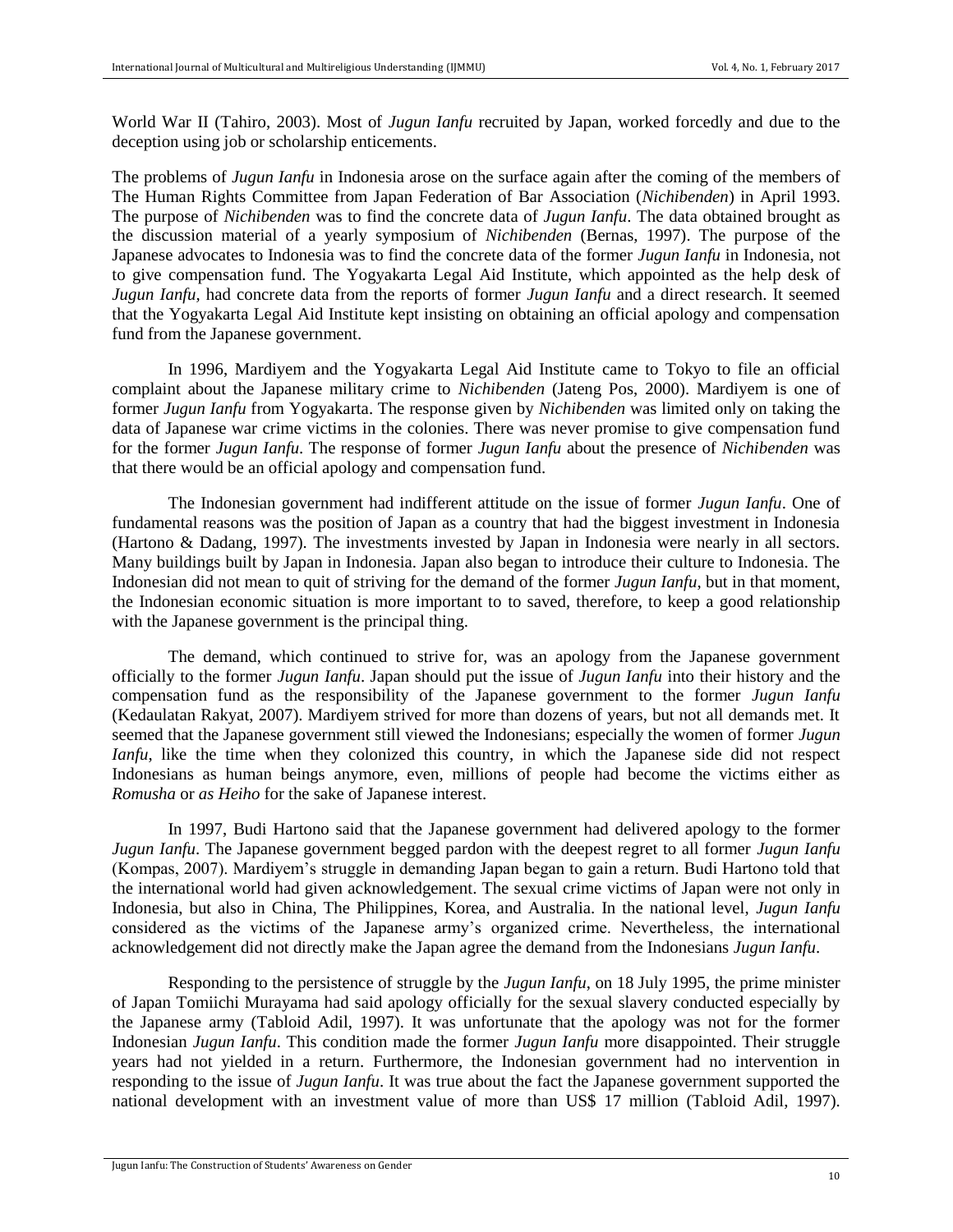World War II (Tahiro, 2003). Most of *Jugun Ianfu* recruited by Japan, worked forcedly and due to the deception using job or scholarship enticements.

The problems of *Jugun Ianfu* in Indonesia arose on the surface again after the coming of the members of The Human Rights Committee from Japan Federation of Bar Association (*Nichibenden*) in April 1993. The purpose of *Nichibenden* was to find the concrete data of *Jugun Ianfu*. The data obtained brought as the discussion material of a yearly symposium of *Nichibenden* (Bernas, 1997). The purpose of the Japanese advocates to Indonesia was to find the concrete data of the former *Jugun Ianfu* in Indonesia, not to give compensation fund. The Yogyakarta Legal Aid Institute, which appointed as the help desk of *Jugun Ianfu*, had concrete data from the reports of former *Jugun Ianfu* and a direct research. It seemed that the Yogyakarta Legal Aid Institute kept insisting on obtaining an official apology and compensation fund from the Japanese government.

In 1996, Mardiyem and the Yogyakarta Legal Aid Institute came to Tokyo to file an official complaint about the Japanese military crime to *Nichibenden* (Jateng Pos, 2000). Mardiyem is one of former *Jugun Ianfu* from Yogyakarta. The response given by *Nichibenden* was limited only on taking the data of Japanese war crime victims in the colonies. There was never promise to give compensation fund for the former *Jugun Ianfu*. The response of former *Jugun Ianfu* about the presence of *Nichibenden* was that there would be an official apology and compensation fund.

The Indonesian government had indifferent attitude on the issue of former *Jugun Ianfu*. One of fundamental reasons was the position of Japan as a country that had the biggest investment in Indonesia (Hartono & Dadang, 1997). The investments invested by Japan in Indonesia were nearly in all sectors. Many buildings built by Japan in Indonesia. Japan also began to introduce their culture to Indonesia. The Indonesian did not mean to quit of striving for the demand of the former *Jugun Ianfu*, but in that moment, the Indonesian economic situation is more important to to saved, therefore, to keep a good relationship with the Japanese government is the principal thing.

The demand, which continued to strive for, was an apology from the Japanese government officially to the former *Jugun Ianfu*. Japan should put the issue of *Jugun Ianfu* into their history and the compensation fund as the responsibility of the Japanese government to the former *Jugun Ianfu* (Kedaulatan Rakyat, 2007). Mardiyem strived for more than dozens of years, but not all demands met. It seemed that the Japanese government still viewed the Indonesians; especially the women of former *Jugun Ianfu*, like the time when they colonized this country, in which the Japanese side did not respect Indonesians as human beings anymore, even, millions of people had become the victims either as *Romusha* or *as Heiho* for the sake of Japanese interest.

In 1997, Budi Hartono said that the Japanese government had delivered apology to the former *Jugun Ianfu*. The Japanese government begged pardon with the deepest regret to all former *Jugun Ianfu* (Kompas, 2007). Mardiyem's struggle in demanding Japan began to gain a return. Budi Hartono told that the international world had given acknowledgement. The sexual crime victims of Japan were not only in Indonesia, but also in China, The Philippines, Korea, and Australia. In the national level, *Jugun Ianfu* considered as the victims of the Japanese army's organized crime. Nevertheless, the international acknowledgement did not directly make the Japan agree the demand from the Indonesians *Jugun Ianfu*.

Responding to the persistence of struggle by the *Jugun Ianfu*, on 18 July 1995, the prime minister of Japan Tomiichi Murayama had said apology officially for the sexual slavery conducted especially by the Japanese army (Tabloid Adil, 1997). It was unfortunate that the apology was not for the former Indonesian *Jugun Ianfu*. This condition made the former *Jugun Ianfu* more disappointed. Their struggle years had not yielded in a return. Furthermore, the Indonesian government had no intervention in responding to the issue of *Jugun Ianfu*. It was true about the fact the Japanese government supported the national development with an investment value of more than US$ 17 million (Tabloid Adil, 1997).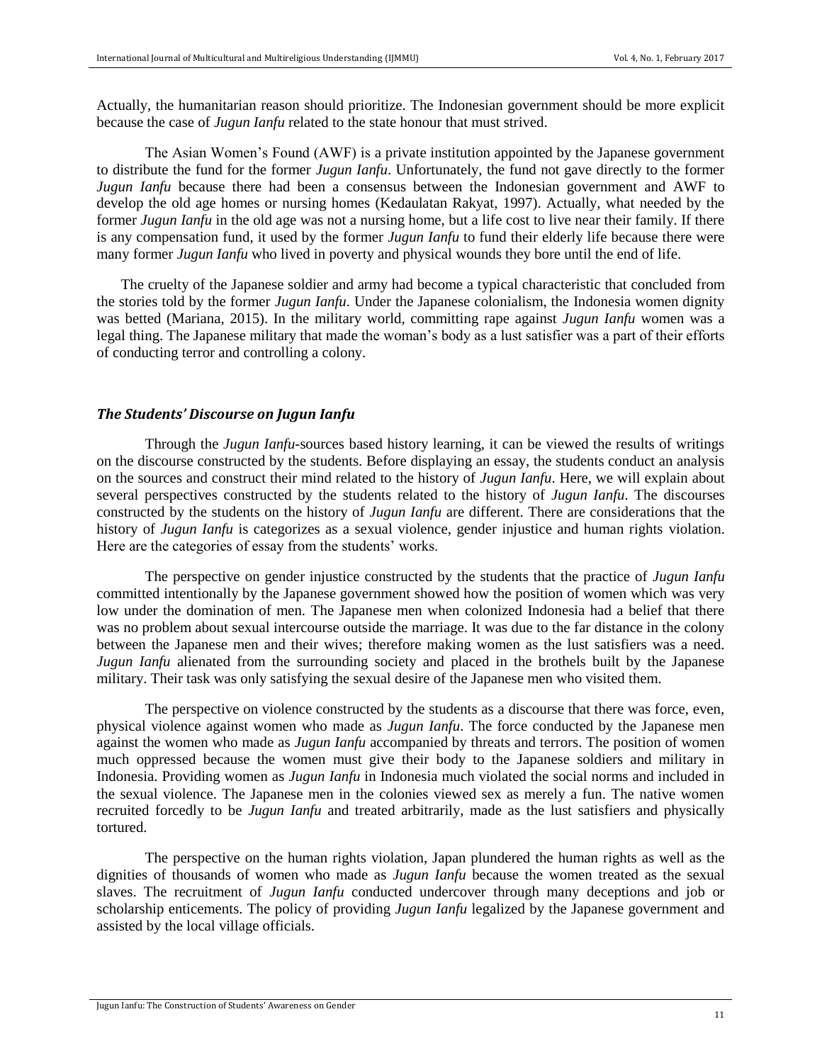Actually, the humanitarian reason should prioritize. The Indonesian government should be more explicit because the case of *Jugun Ianfu* related to the state honour that must strived.

The Asian Women's Found (AWF) is a private institution appointed by the Japanese government to distribute the fund for the former *Jugun Ianfu*. Unfortunately, the fund not gave directly to the former *Jugun Ianfu* because there had been a consensus between the Indonesian government and AWF to develop the old age homes or nursing homes (Kedaulatan Rakyat, 1997). Actually, what needed by the former *Jugun Ianfu* in the old age was not a nursing home, but a life cost to live near their family. If there is any compensation fund, it used by the former *Jugun Ianfu* to fund their elderly life because there were many former *Jugun Ianfu* who lived in poverty and physical wounds they bore until the end of life.

The cruelty of the Japanese soldier and army had become a typical characteristic that concluded from the stories told by the former *Jugun Ianfu*. Under the Japanese colonialism, the Indonesia women dignity was betted (Mariana, 2015). In the military world, committing rape against *Jugun Ianfu* women was a legal thing. The Japanese military that made the woman's body as a lust satisfier was a part of their efforts of conducting terror and controlling a colony.

### *The Students' Discourse on Jugun Ianfu*

Through the *Jugun Ianfu*-sources based history learning, it can be viewed the results of writings on the discourse constructed by the students. Before displaying an essay, the students conduct an analysis on the sources and construct their mind related to the history of *Jugun Ianfu*. Here, we will explain about several perspectives constructed by the students related to the history of *Jugun Ianfu*. The discourses constructed by the students on the history of *Jugun Ianfu* are different. There are considerations that the history of *Jugun Ianfu* is categorizes as a sexual violence, gender injustice and human rights violation. Here are the categories of essay from the students' works.

The perspective on gender injustice constructed by the students that the practice of *Jugun Ianfu* committed intentionally by the Japanese government showed how the position of women which was very low under the domination of men. The Japanese men when colonized Indonesia had a belief that there was no problem about sexual intercourse outside the marriage. It was due to the far distance in the colony between the Japanese men and their wives; therefore making women as the lust satisfiers was a need. *Jugun Ianfu* alienated from the surrounding society and placed in the brothels built by the Japanese military. Their task was only satisfying the sexual desire of the Japanese men who visited them.

The perspective on violence constructed by the students as a discourse that there was force, even, physical violence against women who made as *Jugun Ianfu*. The force conducted by the Japanese men against the women who made as *Jugun Ianfu* accompanied by threats and terrors. The position of women much oppressed because the women must give their body to the Japanese soldiers and military in Indonesia. Providing women as *Jugun Ianfu* in Indonesia much violated the social norms and included in the sexual violence. The Japanese men in the colonies viewed sex as merely a fun. The native women recruited forcedly to be *Jugun Ianfu* and treated arbitrarily, made as the lust satisfiers and physically tortured.

The perspective on the human rights violation, Japan plundered the human rights as well as the dignities of thousands of women who made as *Jugun Ianfu* because the women treated as the sexual slaves. The recruitment of *Jugun Ianfu* conducted undercover through many deceptions and job or scholarship enticements. The policy of providing *Jugun Ianfu* legalized by the Japanese government and assisted by the local village officials.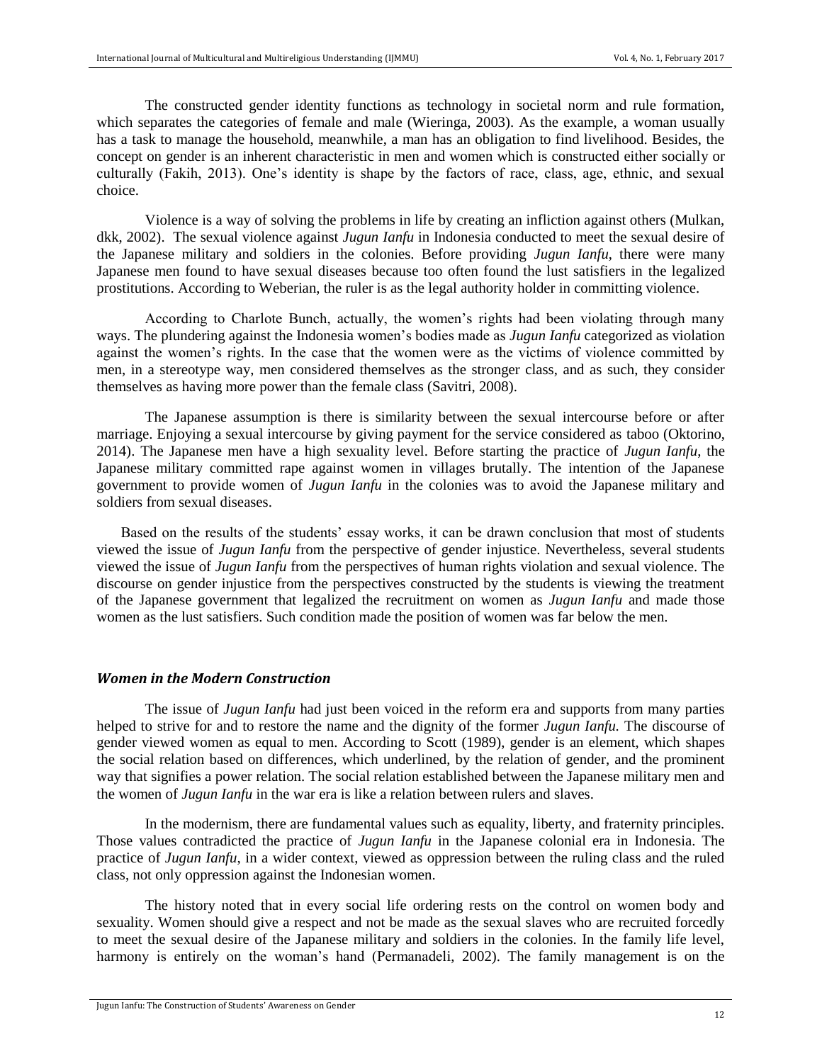The constructed gender identity functions as technology in societal norm and rule formation, which separates the categories of female and male (Wieringa, 2003). As the example, a woman usually has a task to manage the household, meanwhile, a man has an obligation to find livelihood. Besides, the concept on gender is an inherent characteristic in men and women which is constructed either socially or culturally (Fakih, 2013). One's identity is shape by the factors of race, class, age, ethnic, and sexual choice.

Violence is a way of solving the problems in life by creating an infliction against others (Mulkan, dkk, 2002). The sexual violence against *Jugun Ianfu* in Indonesia conducted to meet the sexual desire of the Japanese military and soldiers in the colonies. Before providing *Jugun Ianfu*, there were many Japanese men found to have sexual diseases because too often found the lust satisfiers in the legalized prostitutions. According to Weberian, the ruler is as the legal authority holder in committing violence.

According to Charlote Bunch, actually, the women's rights had been violating through many ways. The plundering against the Indonesia women's bodies made as *Jugun Ianfu* categorized as violation against the women's rights. In the case that the women were as the victims of violence committed by men, in a stereotype way, men considered themselves as the stronger class, and as such, they consider themselves as having more power than the female class (Savitri, 2008).

The Japanese assumption is there is similarity between the sexual intercourse before or after marriage. Enjoying a sexual intercourse by giving payment for the service considered as taboo (Oktorino, 2014). The Japanese men have a high sexuality level. Before starting the practice of *Jugun Ianfu*, the Japanese military committed rape against women in villages brutally. The intention of the Japanese government to provide women of *Jugun Ianfu* in the colonies was to avoid the Japanese military and soldiers from sexual diseases.

Based on the results of the students' essay works, it can be drawn conclusion that most of students viewed the issue of *Jugun Ianfu* from the perspective of gender injustice. Nevertheless, several students viewed the issue of *Jugun Ianfu* from the perspectives of human rights violation and sexual violence. The discourse on gender injustice from the perspectives constructed by the students is viewing the treatment of the Japanese government that legalized the recruitment on women as *Jugun Ianfu* and made those women as the lust satisfiers. Such condition made the position of women was far below the men.

### *Women in the Modern Construction*

The issue of *Jugun Ianfu* had just been voiced in the reform era and supports from many parties helped to strive for and to restore the name and the dignity of the former *Jugun Ianfu.* The discourse of gender viewed women as equal to men. According to Scott (1989), gender is an element, which shapes the social relation based on differences, which underlined, by the relation of gender, and the prominent way that signifies a power relation. The social relation established between the Japanese military men and the women of *Jugun Ianfu* in the war era is like a relation between rulers and slaves.

In the modernism, there are fundamental values such as equality, liberty, and fraternity principles. Those values contradicted the practice of *Jugun Ianfu* in the Japanese colonial era in Indonesia. The practice of *Jugun Ianfu*, in a wider context, viewed as oppression between the ruling class and the ruled class, not only oppression against the Indonesian women.

The history noted that in every social life ordering rests on the control on women body and sexuality. Women should give a respect and not be made as the sexual slaves who are recruited forcedly to meet the sexual desire of the Japanese military and soldiers in the colonies. In the family life level, harmony is entirely on the woman's hand (Permanadeli, 2002). The family management is on the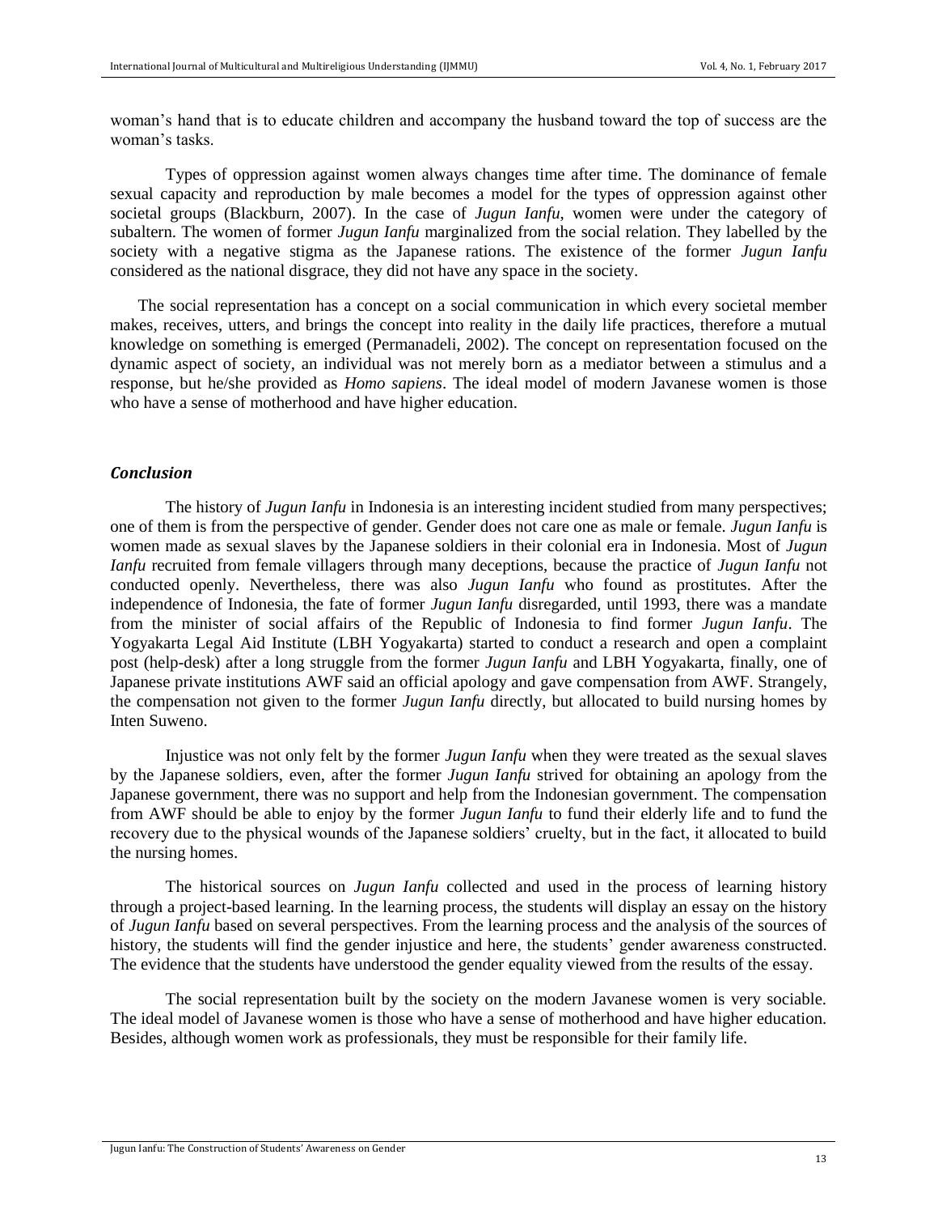woman's hand that is to educate children and accompany the husband toward the top of success are the woman's tasks.

Types of oppression against women always changes time after time. The dominance of female sexual capacity and reproduction by male becomes a model for the types of oppression against other societal groups (Blackburn, 2007). In the case of *Jugun Ianfu*, women were under the category of subaltern. The women of former *Jugun Ianfu* marginalized from the social relation. They labelled by the society with a negative stigma as the Japanese rations. The existence of the former *Jugun Ianfu* considered as the national disgrace, they did not have any space in the society.

The social representation has a concept on a social communication in which every societal member makes, receives, utters, and brings the concept into reality in the daily life practices, therefore a mutual knowledge on something is emerged (Permanadeli, 2002). The concept on representation focused on the dynamic aspect of society, an individual was not merely born as a mediator between a stimulus and a response, but he/she provided as *Homo sapiens*. The ideal model of modern Javanese women is those who have a sense of motherhood and have higher education.

### *Conclusion*

The history of *Jugun Ianfu* in Indonesia is an interesting incident studied from many perspectives; one of them is from the perspective of gender. Gender does not care one as male or female. *Jugun Ianfu* is women made as sexual slaves by the Japanese soldiers in their colonial era in Indonesia. Most of *Jugun Ianfu* recruited from female villagers through many deceptions, because the practice of *Jugun Ianfu* not conducted openly. Nevertheless, there was also *Jugun Ianfu* who found as prostitutes. After the independence of Indonesia, the fate of former *Jugun Ianfu* disregarded, until 1993, there was a mandate from the minister of social affairs of the Republic of Indonesia to find former *Jugun Ianfu*. The Yogyakarta Legal Aid Institute (LBH Yogyakarta) started to conduct a research and open a complaint post (help-desk) after a long struggle from the former *Jugun Ianfu* and LBH Yogyakarta, finally, one of Japanese private institutions AWF said an official apology and gave compensation from AWF. Strangely, the compensation not given to the former *Jugun Ianfu* directly, but allocated to build nursing homes by Inten Suweno.

Injustice was not only felt by the former *Jugun Ianfu* when they were treated as the sexual slaves by the Japanese soldiers, even, after the former *Jugun Ianfu* strived for obtaining an apology from the Japanese government, there was no support and help from the Indonesian government. The compensation from AWF should be able to enjoy by the former *Jugun Ianfu* to fund their elderly life and to fund the recovery due to the physical wounds of the Japanese soldiers' cruelty, but in the fact, it allocated to build the nursing homes.

The historical sources on *Jugun Ianfu* collected and used in the process of learning history through a project-based learning. In the learning process, the students will display an essay on the history of *Jugun Ianfu* based on several perspectives. From the learning process and the analysis of the sources of history, the students will find the gender injustice and here, the students' gender awareness constructed. The evidence that the students have understood the gender equality viewed from the results of the essay.

The social representation built by the society on the modern Javanese women is very sociable. The ideal model of Javanese women is those who have a sense of motherhood and have higher education. Besides, although women work as professionals, they must be responsible for their family life.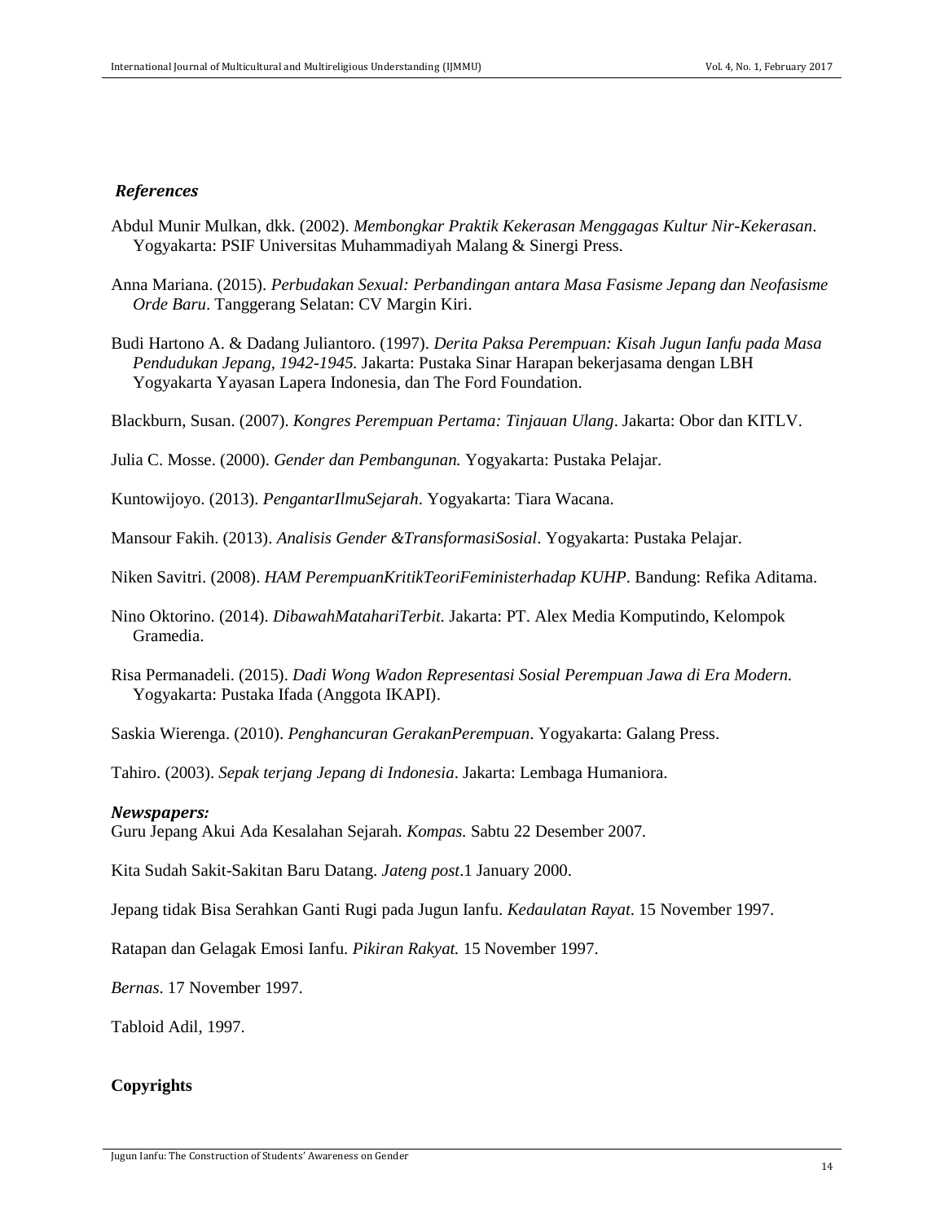### *References*

Abdul Munir Mulkan, dkk. (2002). *Membongkar Praktik Kekerasan Menggagas Kultur Nir-Kekerasan*. Yogyakarta: PSIF Universitas Muhammadiyah Malang & Sinergi Press.

Anna Mariana. (2015). *Perbudakan Sexual: Perbandingan antara Masa Fasisme Jepang dan Neofasisme Orde Baru*. Tanggerang Selatan: CV Margin Kiri.

Budi Hartono A. & Dadang Juliantoro. (1997). *Derita Paksa Perempuan: Kisah Jugun Ianfu pada Masa Pendudukan Jepang, 1942-1945.* Jakarta: Pustaka Sinar Harapan bekerjasama dengan LBH Yogyakarta Yayasan Lapera Indonesia, dan The Ford Foundation.

Blackburn, Susan. (2007). *Kongres Perempuan Pertama: Tinjauan Ulang*. Jakarta: Obor dan KITLV.

Julia C. Mosse. (2000). *Gender dan Pembangunan.* Yogyakarta: Pustaka Pelajar.

Kuntowijoyo. (2013). *PengantarIlmuSejarah*. Yogyakarta: Tiara Wacana.

Mansour Fakih. (2013). *Analisis Gender &TransformasiSosial*. Yogyakarta: Pustaka Pelajar.

Niken Savitri. (2008). *HAM PerempuanKritikTeoriFeministerhadap KUHP*. Bandung: Refika Aditama.

Nino Oktorino. (2014). *DibawahMatahariTerbit.* Jakarta: PT. Alex Media Komputindo, Kelompok Gramedia.

Risa Permanadeli. (2015). *Dadi Wong Wadon Representasi Sosial Perempuan Jawa di Era Modern.* Yogyakarta: Pustaka Ifada (Anggota IKAPI).

Saskia Wierenga. (2010). *Penghancuran GerakanPerempuan*. Yogyakarta: Galang Press.

Tahiro. (2003). *Sepak terjang Jepang di Indonesia*. Jakarta: Lembaga Humaniora.

***Newspapers:***

Guru Jepang Akui Ada Kesalahan Sejarah. *Kompas.* Sabtu 22 Desember 2007.

Kita Sudah Sakit-Sakitan Baru Datang. *Jateng post*.1 January 2000.

Jepang tidak Bisa Serahkan Ganti Rugi pada Jugun Ianfu. *Kedaulatan Rayat*. 15 November 1997.

Ratapan dan Gelagak Emosi Ianfu. *Pikiran Rakyat.* 15 November 1997.

*Bernas*. 17 November 1997.

Tabloid Adil, 1997.

**Copyrights**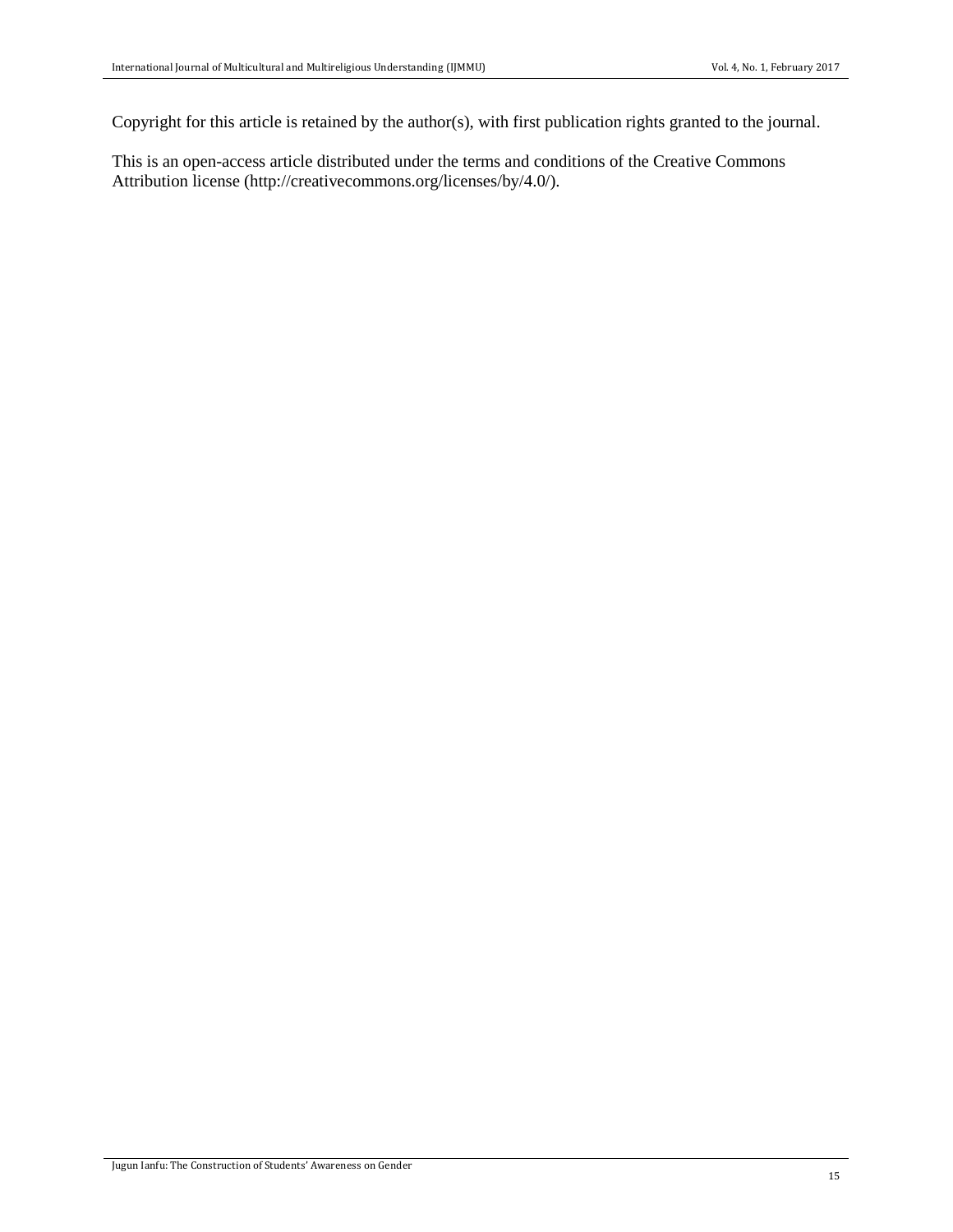Copyright for this article is retained by the author(s), with first publication rights granted to the journal.

This is an open-access article distributed under the terms and conditions of the Creative Commons Attribution license (http://creativecommons.org/licenses/by/4.0/).